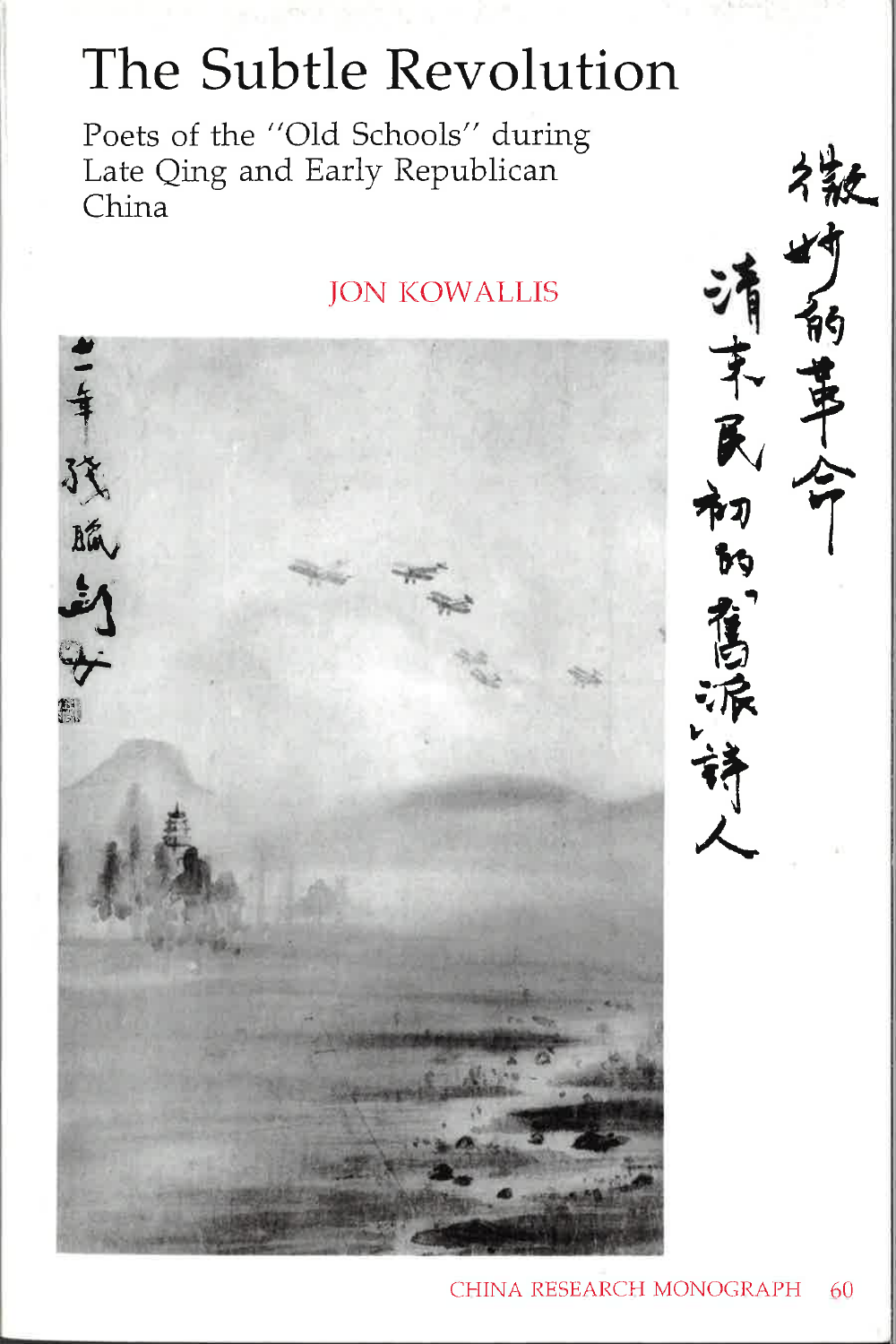# The Subtle Revolution

Poets of the "Old Schools" during Late Qing and Early Republican China

JON KOWALLIS

微妙的革命

清末民初的"舊派"詩人

CHINA RESEARCH MONOGRAPH 60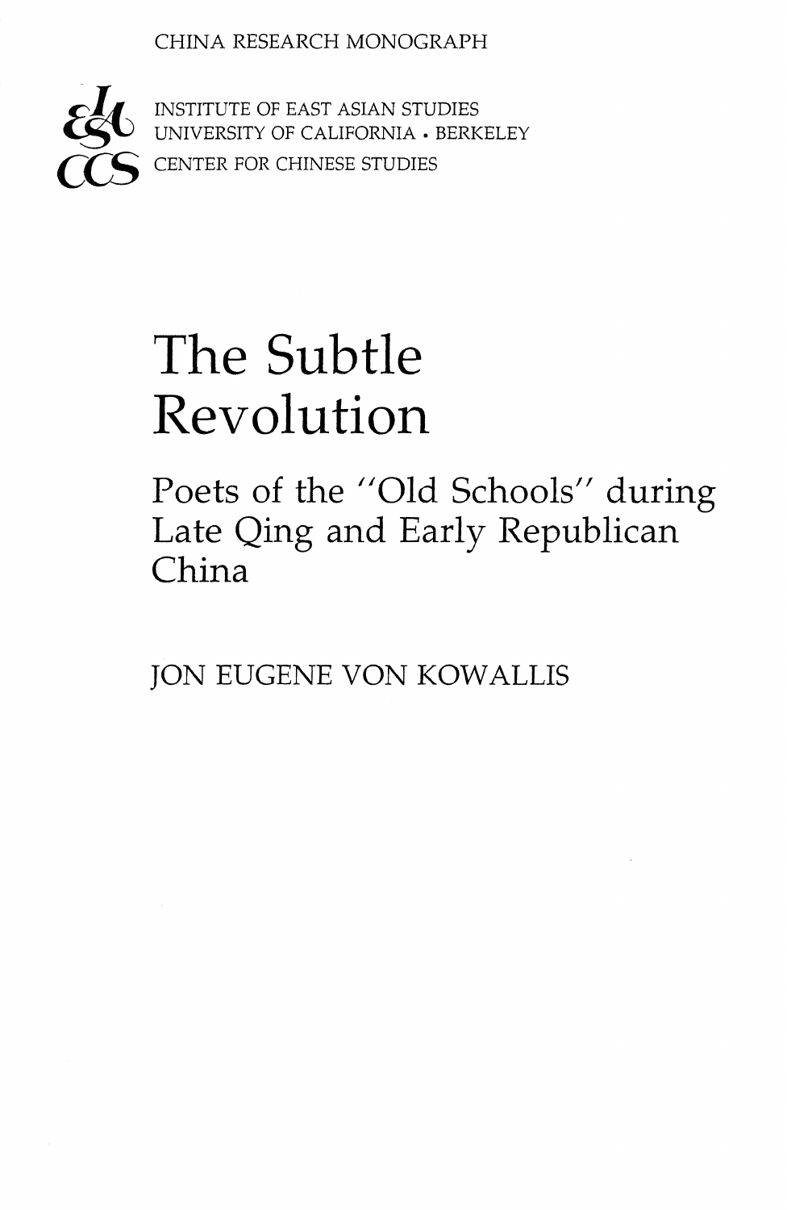CHINA RESEARCH MONOGRAPH

INSTITUTE OF EAST ASIAN STUDIES
UNIVERSITY OF CALIFORNIA • BERKELEY
CENTER FOR CHINESE STUDIES

# The Subtle Revolution

## Poets of the "Old Schools" during Late Qing and Early Republican China

JON EUGENE VON KOWALLIS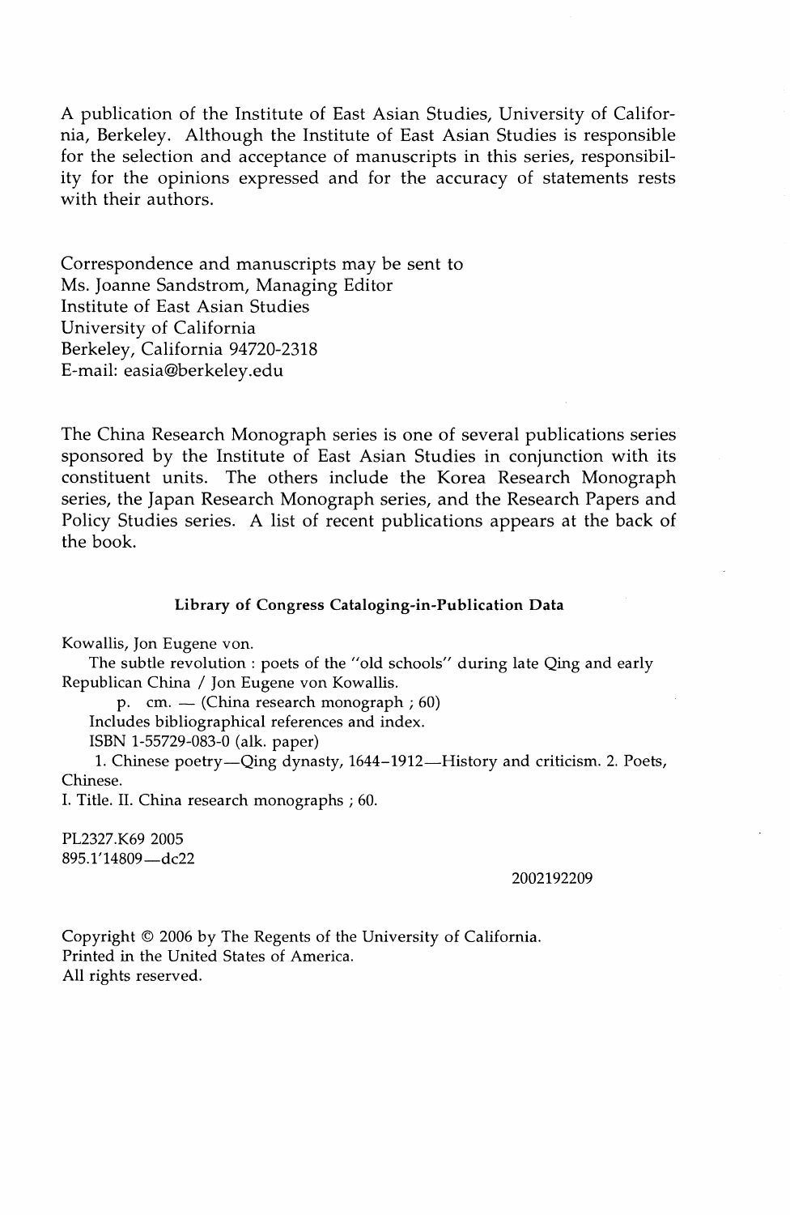A publication of the Institute of East Asian Studies, University of California, Berkeley. Although the Institute of East Asian Studies is responsible for the selection and acceptance of manuscripts in this series, responsibility for the opinions expressed and for the accuracy of statements rests with their authors.

Correspondence and manuscripts may be sent to
Ms. Joanne Sandstrom, Managing Editor
Institute of East Asian Studies
University of California
Berkeley, California 94720-2318
E-mail: easia@berkeley.edu

The China Research Monograph series is one of several publications series sponsored by the Institute of East Asian Studies in conjunction with its constituent units. The others include the Korea Research Monograph series, the Japan Research Monograph series, and the Research Papers and Policy Studies series. A list of recent publications appears at the back of the book.

**Library of Congress Cataloging-in-Publication Data**

Kowallis, Jon Eugene von.
The subtle revolution : poets of the "old schools" during late Qing and early Republican China / Jon Eugene von Kowallis.
p. cm. — (China research monograph ; 60)
Includes bibliographical references and index.
ISBN 1-55729-083-0 (alk. paper)
1. Chinese poetry—Qing dynasty, 1644–1912—History and criticism. 2. Poets, Chinese.
I. Title. II. China research monographs ; 60.

PL2327.K69 2005
895.1'14809—dc22

2002192209

Copyright © 2006 by The Regents of the University of California.
Printed in the United States of America.
All rights reserved.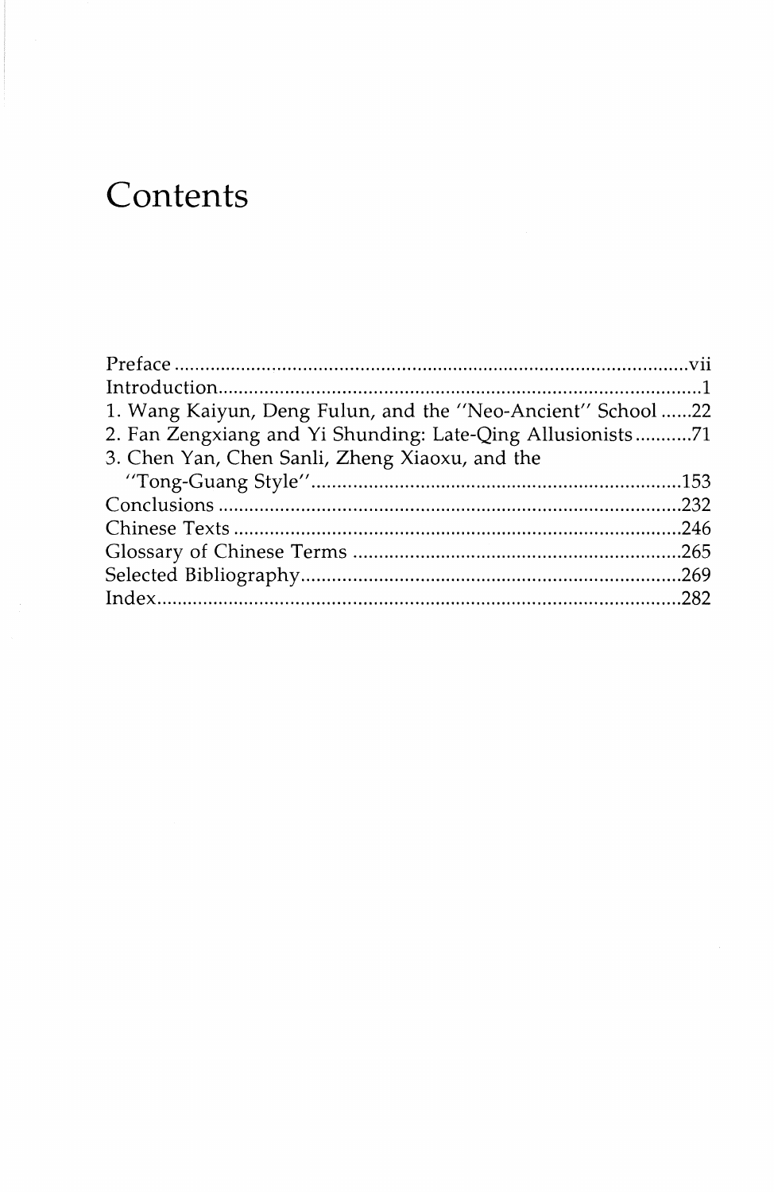# Contents

Preface ....................................................................................... vii
Introduction.................................................................................. 1
1. Wang Kaiyun, Deng Fulun, and the "Neo-Ancient" School ......22
2. Fan Zengxiang and Yi Shunding: Late-Qing Allusionists...........71
3. Chen Yan, Chen Sanli, Zheng Xiaoxu, and the "Tong-Guang Style"........................................................................153
Conclusions ...............................................................................232
Chinese Texts ............................................................................246
Glossary of Chinese Terms .......................................................265
Selected Bibliography...............................................................269
Index..........................................................................................282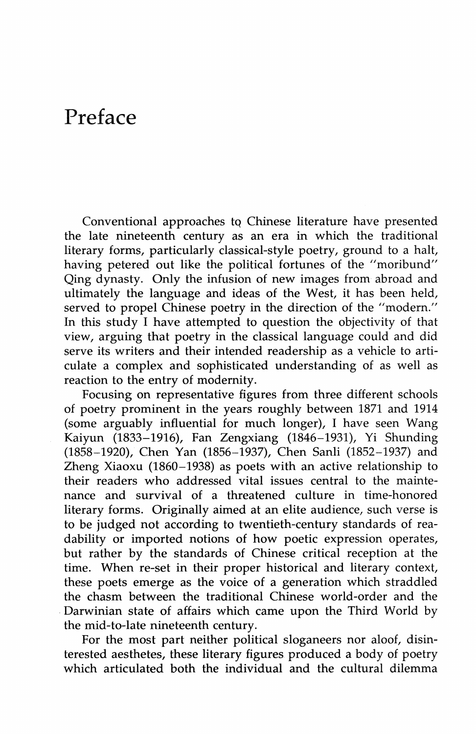# Preface

Conventional approaches to Chinese literature have presented the late nineteenth century as an era in which the traditional literary forms, particularly classical-style poetry, ground to a halt, having petered out like the political fortunes of the "moribund" Qing dynasty. Only the infusion of new images from abroad and ultimately the language and ideas of the West, it has been held, served to propel Chinese poetry in the direction of the "modern." In this study I have attempted to question the objectivity of that view, arguing that poetry in the classical language could and did serve its writers and their intended readership as a vehicle to articulate a complex and sophisticated understanding of as well as reaction to the entry of modernity.

Focusing on representative figures from three different schools of poetry prominent in the years roughly between 1871 and 1914 (some arguably influential for much longer), I have seen Wang Kaiyun (1833–1916), Fan Zengxiang (1846–1931), Yi Shunding (1858–1920), Chen Yan (1856–1937), Chen Sanli (1852–1937) and Zheng Xiaoxu (1860–1938) as poets with an active relationship to their readers who addressed vital issues central to the maintenance and survival of a threatened culture in time-honored literary forms. Originally aimed at an elite audience, such verse is to be judged not according to twentieth-century standards of readability or imported notions of how poetic expression operates, but rather by the standards of Chinese critical reception at the time. When re-set in their proper historical and literary context, these poets emerge as the voice of a generation which straddled the chasm between the traditional Chinese world-order and the Darwinian state of affairs which came upon the Third World by the mid-to-late nineteenth century.

For the most part neither political sloganeers nor aloof, disinterested aesthetes, these literary figures produced a body of poetry which articulated both the individual and the cultural dilemma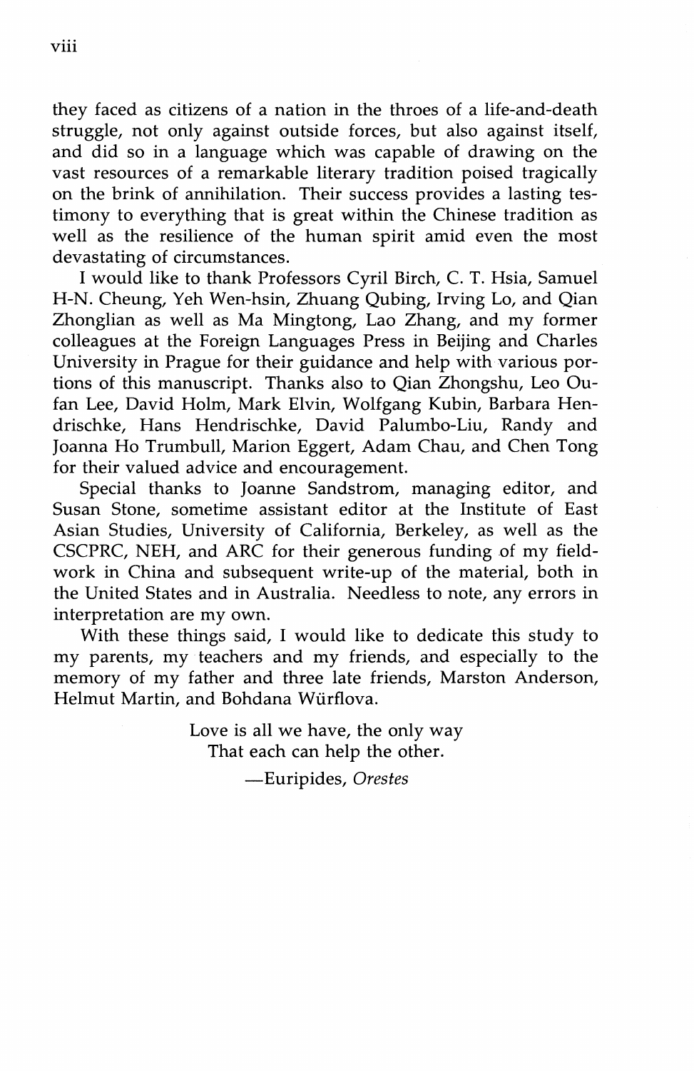they faced as citizens of a nation in the throes of a life-and-death struggle, not only against outside forces, but also against itself, and did so in a language which was capable of drawing on the vast resources of a remarkable literary tradition poised tragically on the brink of annihilation. Their success provides a lasting testimony to everything that is great within the Chinese tradition as well as the resilience of the human spirit amid even the most devastating of circumstances.

I would like to thank Professors Cyril Birch, C. T. Hsia, Samuel H-N. Cheung, Yeh Wen-hsin, Zhuang Qubing, Irving Lo, and Qian Zhonglian as well as Ma Mingtong, Lao Zhang, and my former colleagues at the Foreign Languages Press in Beijing and Charles University in Prague for their guidance and help with various portions of this manuscript. Thanks also to Qian Zhongshu, Leo Oufan Lee, David Holm, Mark Elvin, Wolfgang Kubin, Barbara Hendrischke, Hans Hendrischke, David Palumbo-Liu, Randy and Joanna Ho Trumbull, Marion Eggert, Adam Chau, and Chen Tong for their valued advice and encouragement.

Special thanks to Joanne Sandstrom, managing editor, and Susan Stone, sometime assistant editor at the Institute of East Asian Studies, University of California, Berkeley, as well as the CSCPRC, NEH, and ARC for their generous funding of my fieldwork in China and subsequent write-up of the material, both in the United States and in Australia. Needless to note, any errors in interpretation are my own.

With these things said, I would like to dedicate this study to my parents, my teachers and my friends, and especially to the memory of my father and three late friends, Marston Anderson, Helmut Martin, and Bohdana Würflova.

Love is all we have, the only way
That each can help the other.

—Euripides, *Orestes*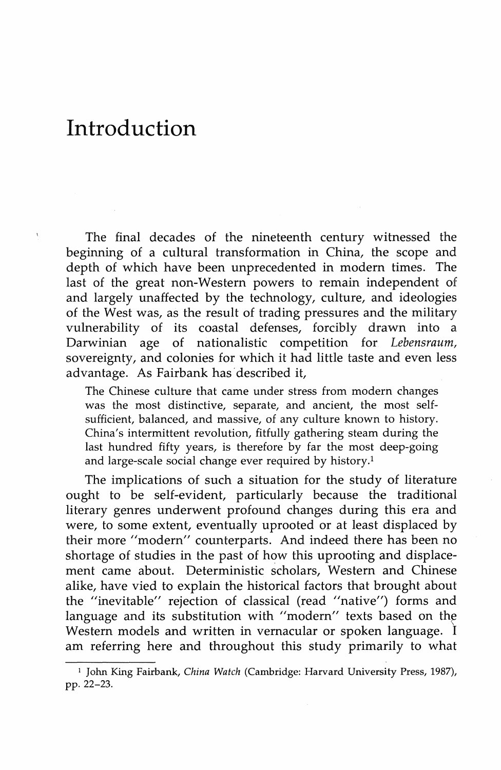# Introduction

The final decades of the nineteenth century witnessed the beginning of a cultural transformation in China, the scope and depth of which have been unprecedented in modern times. The last of the great non-Western powers to remain independent of and largely unaffected by the technology, culture, and ideologies of the West was, as the result of trading pressures and the military vulnerability of its coastal defenses, forcibly drawn into a Darwinian age of nationalistic competition for *Lebensraum*, sovereignty, and colonies for which it had little taste and even less advantage. As Fairbank has described it,

> The Chinese culture that came under stress from modern changes was the most distinctive, separate, and ancient, the most self-sufficient, balanced, and massive, of any culture known to history. China's intermittent revolution, fitfully gathering steam during the last hundred fifty years, is therefore by far the most deep-going and large-scale social change ever required by history.[1]

The implications of such a situation for the study of literature ought to be self-evident, particularly because the traditional literary genres underwent profound changes during this era and were, to some extent, eventually uprooted or at least displaced by their more "modern" counterparts. And indeed there has been no shortage of studies in the past of how this uprooting and displacement came about. Deterministic scholars, Western and Chinese alike, have vied to explain the historical factors that brought about the "inevitable" rejection of classical (read "native") forms and language and its substitution with "modern" texts based on the Western models and written in vernacular or spoken language. I am referring here and throughout this study primarily to what

---

[1] John King Fairbank, *China Watch* (Cambridge: Harvard University Press, 1987), pp. 22–23.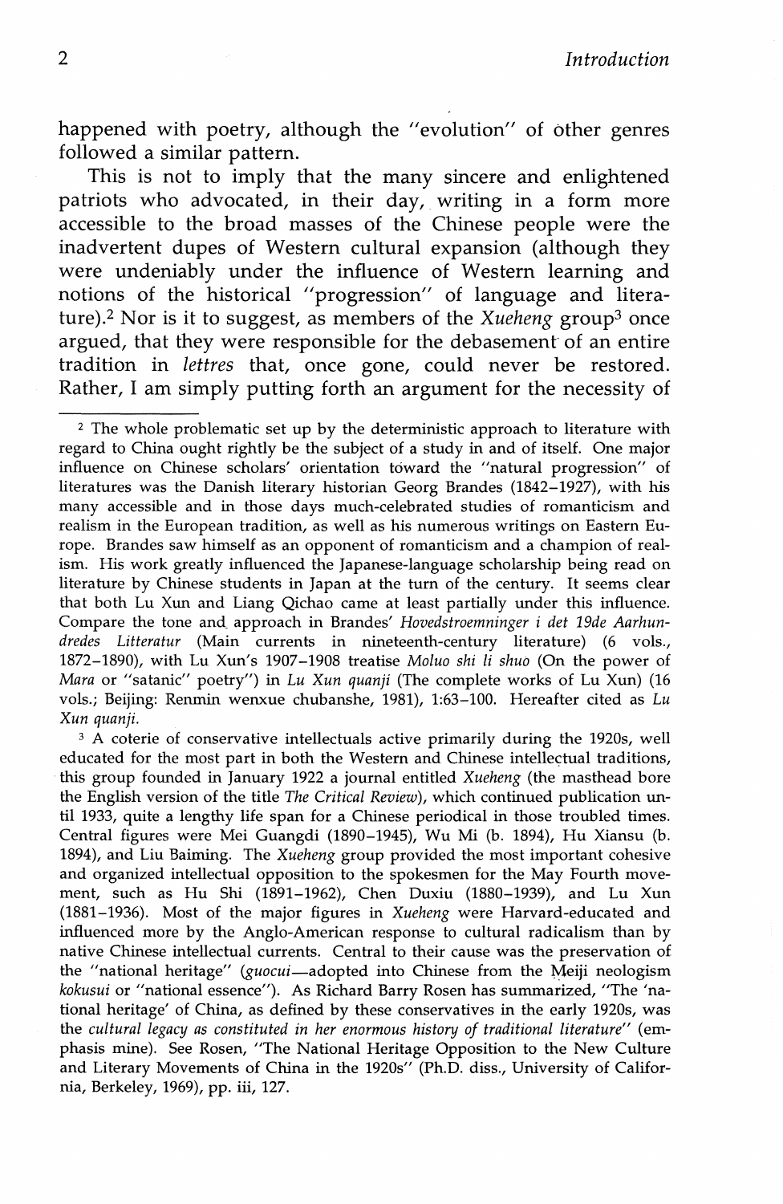happened with poetry, although the "evolution" of other genres followed a similar pattern.

This is not to imply that the many sincere and enlightened patriots who advocated, in their day, writing in a form more accessible to the broad masses of the Chinese people were the inadvertent dupes of Western cultural expansion (although they were undeniably under the influence of Western learning and notions of the historical "progression" of language and literature).[2] Nor is it to suggest, as members of the *Xueheng* group[3] once argued, that they were responsible for the debasement of an entire tradition in *lettres* that, once gone, could never be restored. Rather, I am simply putting forth an argument for the necessity of

---

[2] The whole problematic set up by the deterministic approach to literature with regard to China ought rightly be the subject of a study in and of itself. One major influence on Chinese scholars' orientation toward the "natural progression" of literatures was the Danish literary historian Georg Brandes (1842–1927), with his many accessible and in those days much-celebrated studies of romanticism and realism in the European tradition, as well as his numerous writings on Eastern Europe. Brandes saw himself as an opponent of romanticism and a champion of realism. His work greatly influenced the Japanese-language scholarship being read on literature by Chinese students in Japan at the turn of the century. It seems clear that both Lu Xun and Liang Qichao came at least partially under this influence. Compare the tone and approach in Brandes' *Hovedstroemninger i det 19de Aarhundredes Litteratur* (Main currents in nineteenth-century literature) (6 vols., 1872–1890), with Lu Xun's 1907–1908 treatise *Moluo shi li shuo* (On the power of *Mara* or "satanic" poetry") in *Lu Xun quanji* (The complete works of Lu Xun) (16 vols.; Beijing: Renmin wenxue chubanshe, 1981), 1:63–100. Hereafter cited as *Lu Xun quanji*.

[3] A coterie of conservative intellectuals active primarily during the 1920s, well educated for the most part in both the Western and Chinese intellectual traditions, this group founded in January 1922 a journal entitled *Xueheng* (the masthead bore the English version of the title *The Critical Review*), which continued publication until 1933, quite a lengthy life span for a Chinese periodical in those troubled times. Central figures were Mei Guangdi (1890–1945), Wu Mi (b. 1894), Hu Xiansu (b. 1894), and Liu Baiming. The *Xueheng* group provided the most important cohesive and organized intellectual opposition to the spokesmen for the May Fourth movement, such as Hu Shi (1891–1962), Chen Duxiu (1880–1939), and Lu Xun (1881–1936). Most of the major figures in *Xueheng* were Harvard-educated and influenced more by the Anglo-American response to cultural radicalism than by native Chinese intellectual currents. Central to their cause was the preservation of the "national heritage" (*guocui*—adopted into Chinese from the Meiji neologism *kokusui* or "national essence"). As Richard Barry Rosen has summarized, "The 'national heritage' of China, as defined by these conservatives in the early 1920s, was the *cultural legacy as constituted in her enormous history of traditional literature*" (emphasis mine). See Rosen, "The National Heritage Opposition to the New Culture and Literary Movements of China in the 1920s" (Ph.D. diss., University of California, Berkeley, 1969), pp. iii, 127.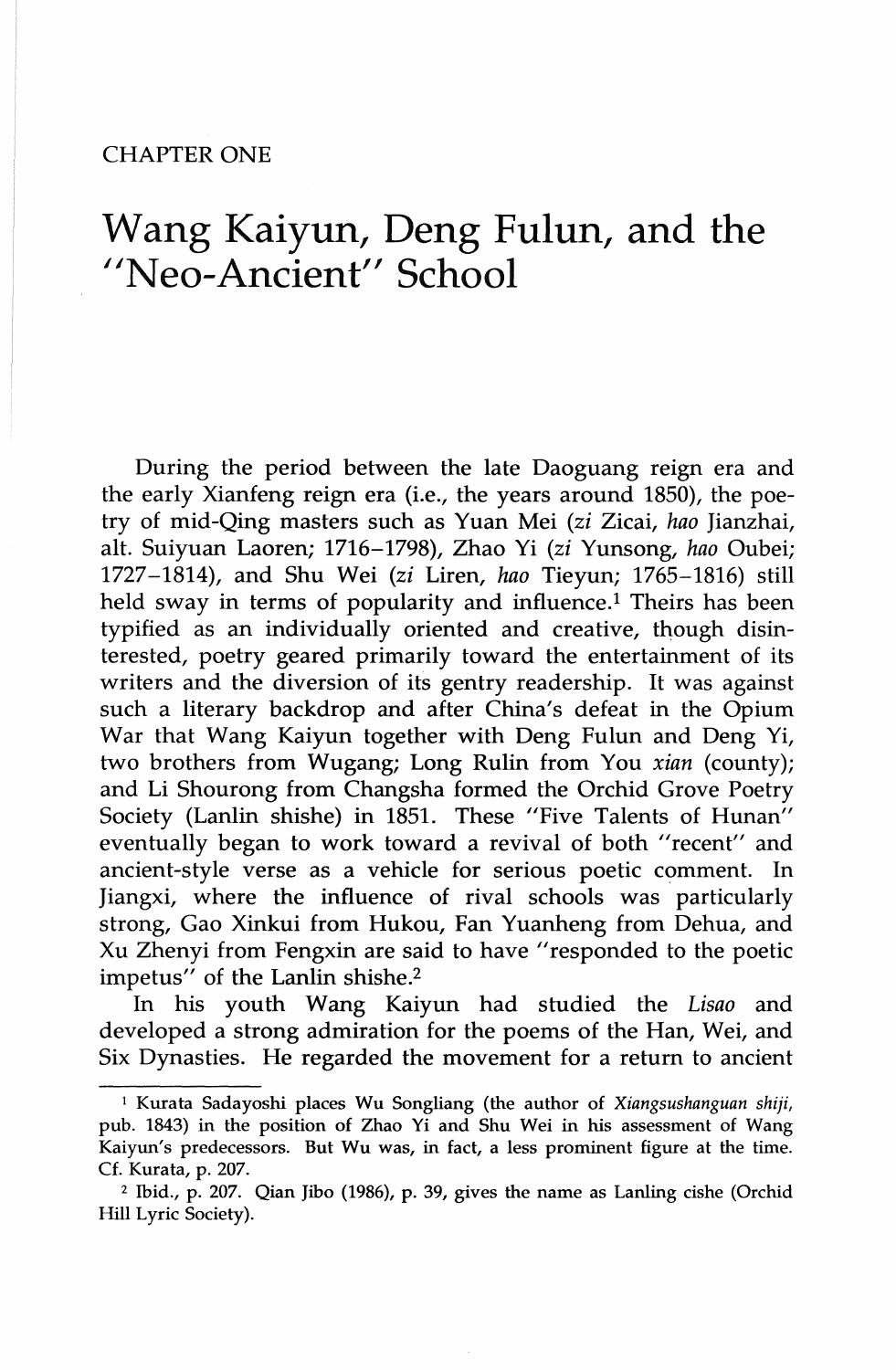CHAPTER ONE

# Wang Kaiyun, Deng Fulun, and the "Neo-Ancient" School

During the period between the late Daoguang reign era and the early Xianfeng reign era (i.e., the years around 1850), the poetry of mid-Qing masters such as Yuan Mei (*zi* Zicai, *hao* Jianzhai, alt. Suiyuan Laoren; 1716–1798), Zhao Yi (*zi* Yunsong, *hao* Oubei; 1727–1814), and Shu Wei (*zi* Liren, *hao* Tieyun; 1765–1816) still held sway in terms of popularity and influence.[1] Theirs has been typified as an individually oriented and creative, though disinterested, poetry geared primarily toward the entertainment of its writers and the diversion of its gentry readership. It was against such a literary backdrop and after China's defeat in the Opium War that Wang Kaiyun together with Deng Fulun and Deng Yi, two brothers from Wugang; Long Rulin from You *xian* (county); and Li Shourong from Changsha formed the Orchid Grove Poetry Society (Lanlin shishe) in 1851. These "Five Talents of Hunan" eventually began to work toward a revival of both "recent" and ancient-style verse as a vehicle for serious poetic comment. In Jiangxi, where the influence of rival schools was particularly strong, Gao Xinkui from Hukou, Fan Yuanheng from Dehua, and Xu Zhenyi from Fengxin are said to have "responded to the poetic impetus" of the Lanlin shishe.[2]

In his youth Wang Kaiyun had studied the *Lisao* and developed a strong admiration for the poems of the Han, Wei, and Six Dynasties. He regarded the movement for a return to ancient

---

[1] Kurata Sadayoshi places Wu Songliang (the author of *Xiangsushanguan shiji*, pub. 1843) in the position of Zhao Yi and Shu Wei in his assessment of Wang Kaiyun's predecessors. But Wu was, in fact, a less prominent figure at the time. Cf. Kurata, p. 207.

[2] Ibid., p. 207. Qian Jibo (1986), p. 39, gives the name as Lanling cishe (Orchid Hill Lyric Society).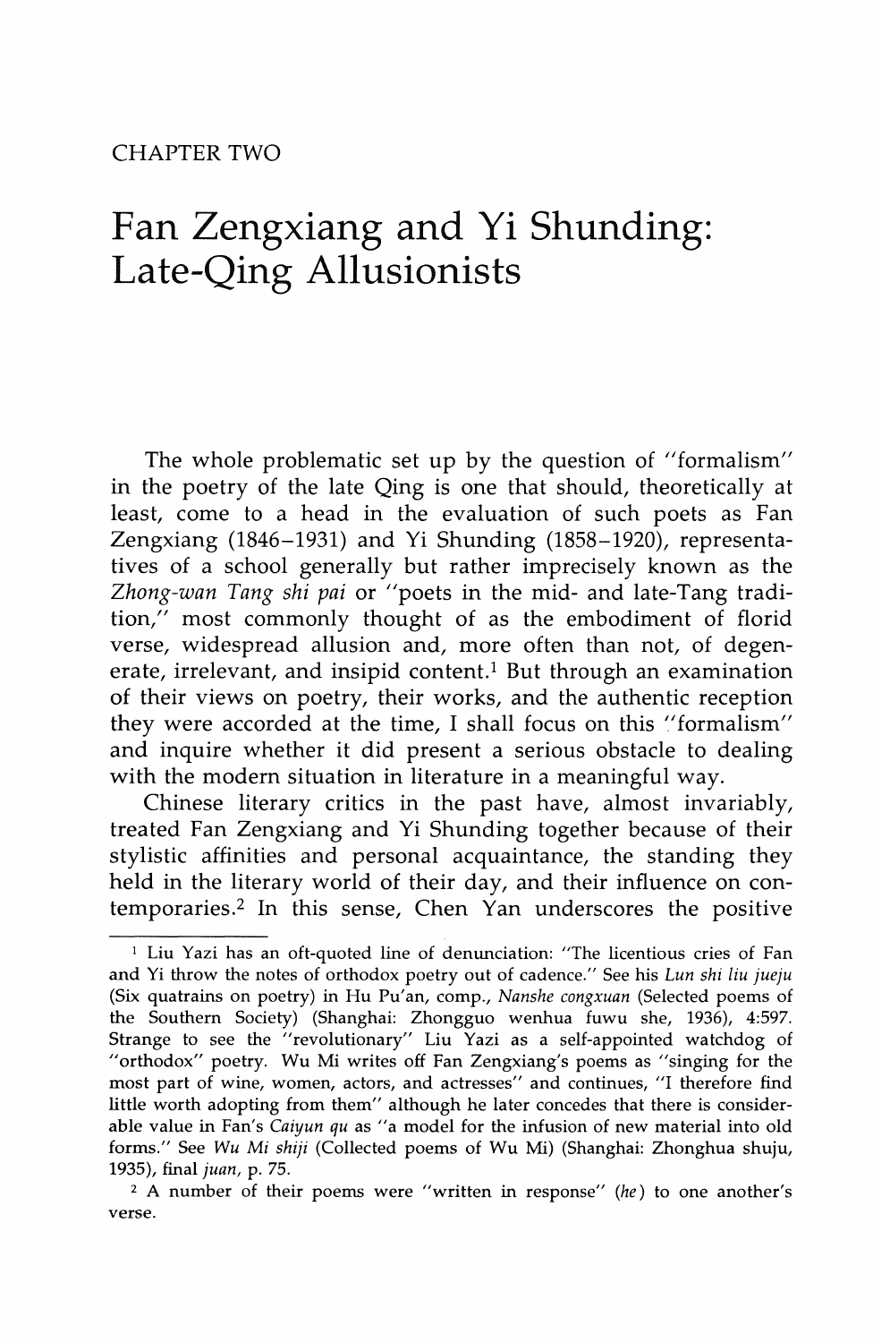CHAPTER TWO

# Fan Zengxiang and Yi Shunding: Late-Qing Allusionists

The whole problematic set up by the question of "formalism" in the poetry of the late Qing is one that should, theoretically at least, come to a head in the evaluation of such poets as Fan Zengxiang (1846–1931) and Yi Shunding (1858–1920), representatives of a school generally but rather imprecisely known as the *Zhong-wan Tang shi pai* or "poets in the mid- and late-Tang tradition," most commonly thought of as the embodiment of florid verse, widespread allusion and, more often than not, of degenerate, irrelevant, and insipid content.[1] But through an examination of their views on poetry, their works, and the authentic reception they were accorded at the time, I shall focus on this "formalism" and inquire whether it did present a serious obstacle to dealing with the modern situation in literature in a meaningful way.

Chinese literary critics in the past have, almost invariably, treated Fan Zengxiang and Yi Shunding together because of their stylistic affinities and personal acquaintance, the standing they held in the literary world of their day, and their influence on contemporaries.[2] In this sense, Chen Yan underscores the positive

---

[1] Liu Yazi has an oft-quoted line of denunciation: "The licentious cries of Fan and Yi throw the notes of orthodox poetry out of cadence." See his *Lun shi liu jueju* (Six quatrains on poetry) in Hu Pu'an, comp., *Nanshe congxuan* (Selected poems of the Southern Society) (Shanghai: Zhongguo wenhua fuwu she, 1936), 4:597. Strange to see the "revolutionary" Liu Yazi as a self-appointed watchdog of "orthodox" poetry. Wu Mi writes off Fan Zengxiang's poems as "singing for the most part of wine, women, actors, and actresses" and continues, "I therefore find little worth adopting from them" although he later concedes that there is considerable value in Fan's *Caiyun qu* as "a model for the infusion of new material into old forms." See *Wu Mi shiji* (Collected poems of Wu Mi) (Shanghai: Zhonghua shuju, 1935), final *juan*, p. 75.

[2] A number of their poems were "written in response" (*he*) to one another's verse.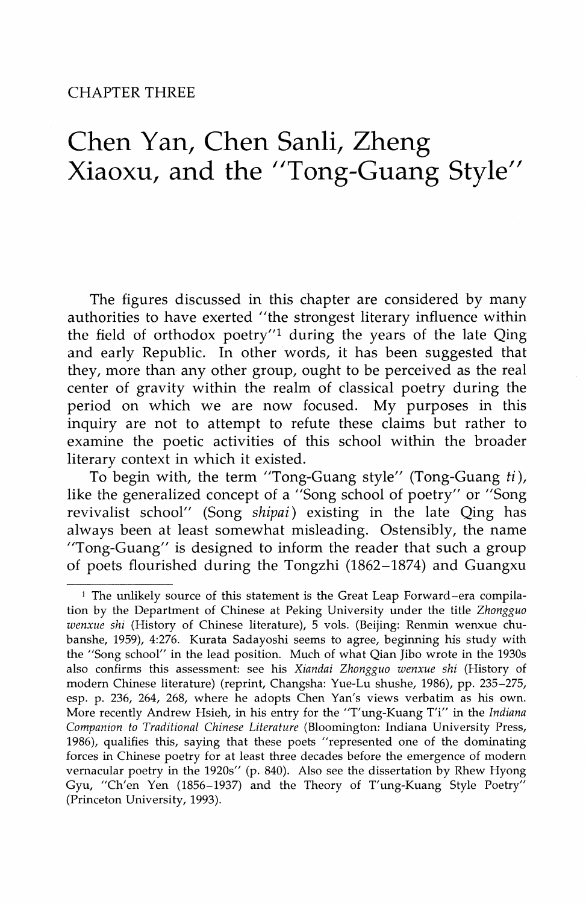CHAPTER THREE

# Chen Yan, Chen Sanli, Zheng Xiaoxu, and the "Tong-Guang Style"

The figures discussed in this chapter are considered by many authorities to have exerted "the strongest literary influence within the field of orthodox poetry"[1] during the years of the late Qing and early Republic. In other words, it has been suggested that they, more than any other group, ought to be perceived as the real center of gravity within the realm of classical poetry during the period on which we are now focused. My purposes in this inquiry are not to attempt to refute these claims but rather to examine the poetic activities of this school within the broader literary context in which it existed.

To begin with, the term "Tong-Guang style" (Tong-Guang *ti*), like the generalized concept of a "Song school of poetry" or "Song revivalist school" (Song *shipai*) existing in the late Qing has always been at least somewhat misleading. Ostensibly, the name "Tong-Guang" is designed to inform the reader that such a group of poets flourished during the Tongzhi (1862–1874) and Guangxu

---

[1] The unlikely source of this statement is the Great Leap Forward–era compilation by the Department of Chinese at Peking University under the title *Zhongguo wenxue shi* (History of Chinese literature), 5 vols. (Beijing: Renmin wenxue chubanshe, 1959), 4:276. Kurata Sadayoshi seems to agree, beginning his study with the "Song school" in the lead position. Much of what Qian Jibo wrote in the 1930s also confirms this assessment: see his *Xiandai Zhongguo wenxue shi* (History of modern Chinese literature) (reprint, Changsha: Yue-Lu shushe, 1986), pp. 235–275, esp. p. 236, 264, 268, where he adopts Chen Yan's views verbatim as his own. More recently Andrew Hsieh, in his entry for the "T'ung-Kuang T'i" in the *Indiana Companion to Traditional Chinese Literature* (Bloomington: Indiana University Press, 1986), qualifies this, saying that these poets "represented one of the dominating forces in Chinese poetry for at least three decades before the emergence of modern vernacular poetry in the 1920s" (p. 840). Also see the dissertation by Rhew Hyong Gyu, "Ch'en Yen (1856–1937) and the Theory of T'ung-Kuang Style Poetry" (Princeton University, 1993).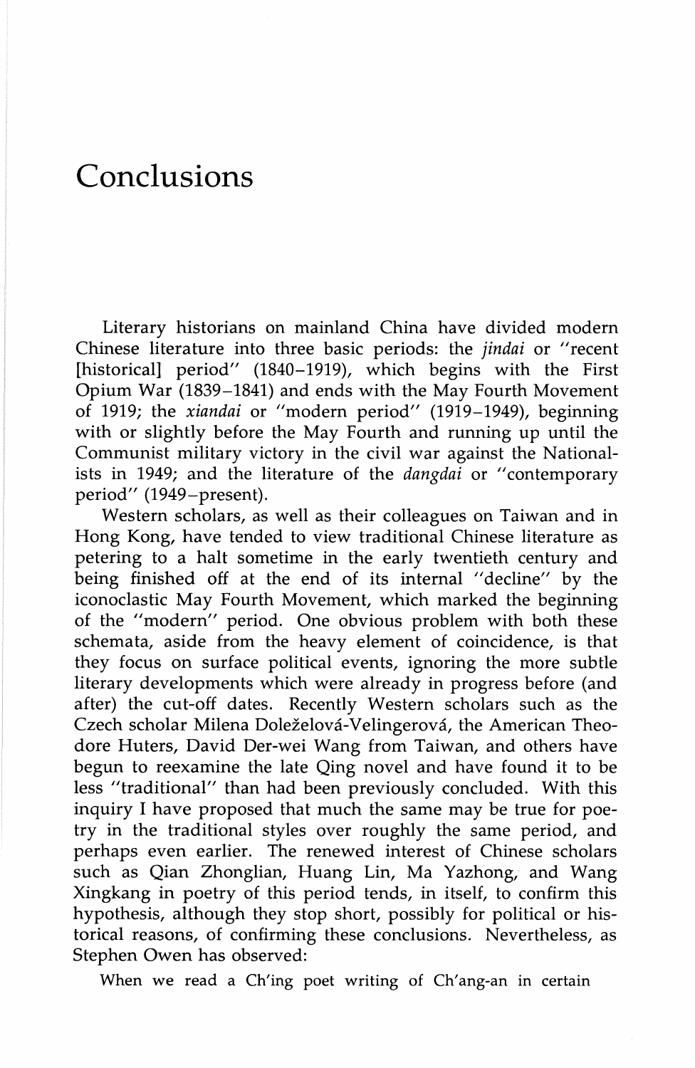# Conclusions

Literary historians on mainland China have divided modern Chinese literature into three basic periods: the *jindai* or "recent [historical] period" (1840–1919), which begins with the First Opium War (1839–1841) and ends with the May Fourth Movement of 1919; the *xiandai* or "modern period" (1919–1949), beginning with or slightly before the May Fourth and running up until the Communist military victory in the civil war against the Nationalists in 1949; and the literature of the *dangdai* or "contemporary period" (1949–present).

Western scholars, as well as their colleagues on Taiwan and in Hong Kong, have tended to view traditional Chinese literature as petering to a halt sometime in the early twentieth century and being finished off at the end of its internal "decline" by the iconoclastic May Fourth Movement, which marked the beginning of the "modern" period. One obvious problem with both these schemata, aside from the heavy element of coincidence, is that they focus on surface political events, ignoring the more subtle literary developments which were already in progress before (and after) the cut-off dates. Recently Western scholars such as the Czech scholar Milena Doleželová-Velingerová, the American Theodore Huters, David Der-wei Wang from Taiwan, and others have begun to reexamine the late Qing novel and have found it to be less "traditional" than had been previously concluded. With this inquiry I have proposed that much the same may be true for poetry in the traditional styles over roughly the same period, and perhaps even earlier. The renewed interest of Chinese scholars such as Qian Zhonglian, Huang Lin, Ma Yazhong, and Wang Xingkang in poetry of this period tends, in itself, to confirm this hypothesis, although they stop short, possibly for political or historical reasons, of confirming these conclusions. Nevertheless, as Stephen Owen has observed:

When we read a Ch'ing poet writing of Ch'ang-an in certain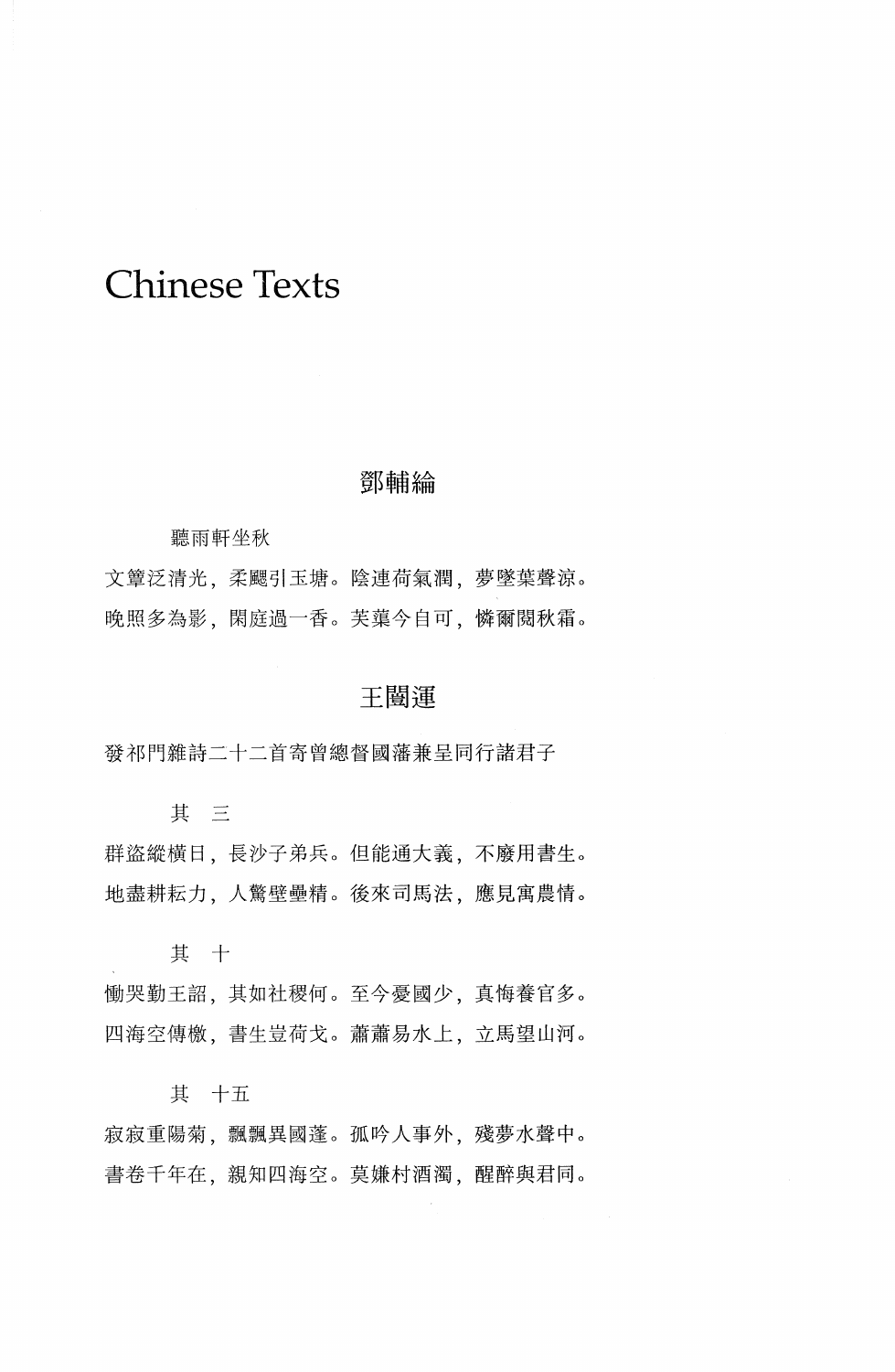# Chinese Texts

## 鄧輔綸

聽雨軒坐秋

文簟泛清光，柔颸引玉塘。陰連荷氣潤，夢墜葉聲涼。
晚照多為影，閑庭過一香。芙蕖今自可，憐爾閱秋霜。

## 王闓運

發祁門雜詩二十二首寄曾總督國藩兼呈同行諸君子

其　三

群盜縱橫日，長沙子弟兵。但能通大義，不廢用書生。
地盡耕耘力，人驚壁壘精。後來司馬法，應見寓農情。

其　十

慟哭勤王詔，其如社稷何。至今憂國少，真悔養官多。
四海空傳檄，書生豈荷戈。蕭蕭易水上，立馬望山河。

其　十五

寂寂重陽菊，飄飄異國蓬。孤吟人事外，殘夢水聲中。
書卷千年在，親知四海空。莫嫌村酒濁，醒醉與君同。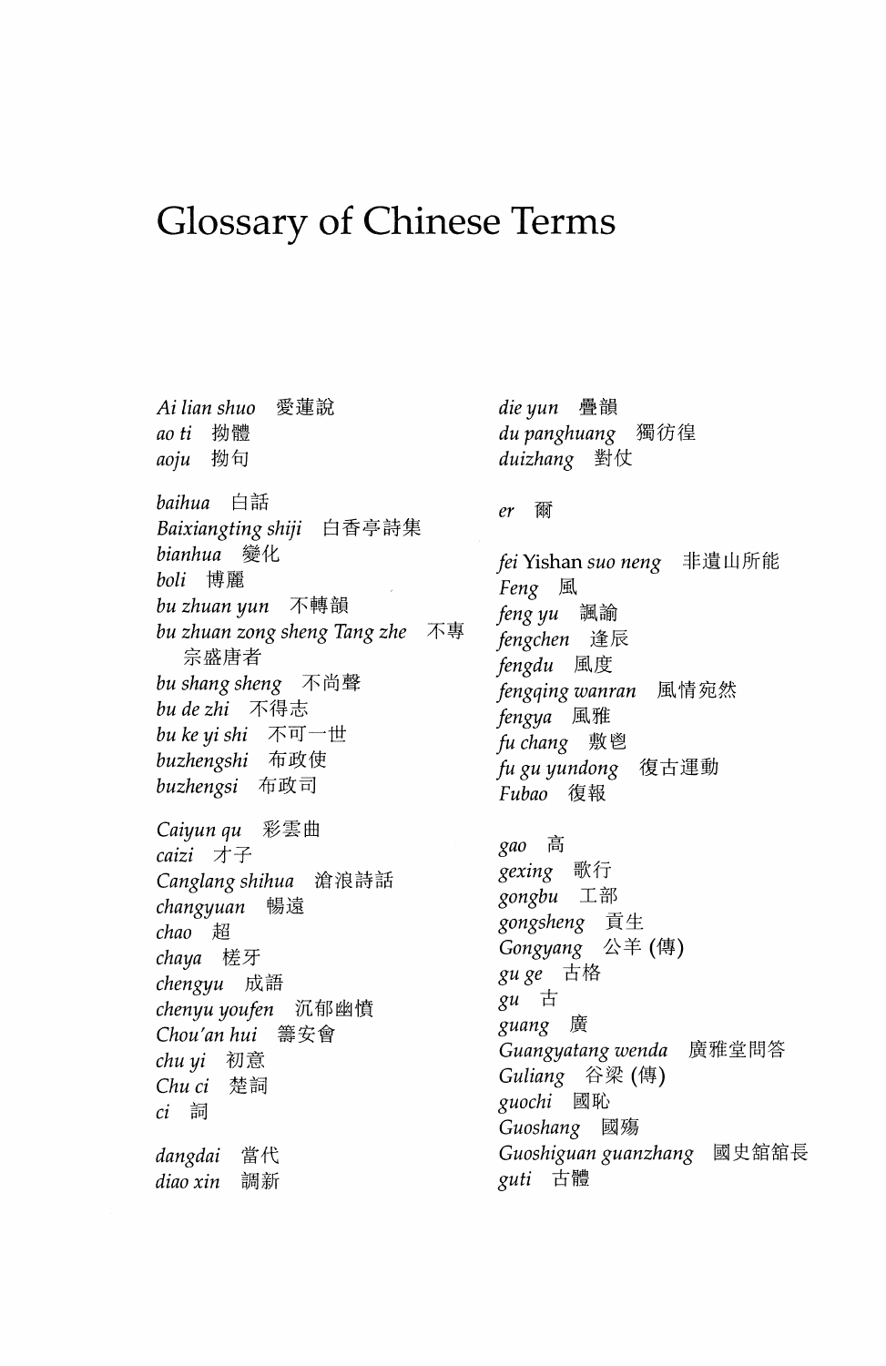# Glossary of Chinese Terms

*Ai lian shuo* 愛蓮說
*ao ti* 拗體
*aoju* 拗句

*baihua* 白話
*Baixiangting shiji* 白香亭詩集
*bianhua* 變化
*boli* 博麗
*bu zhuan yun* 不轉韻
*bu zhuan zong sheng Tang zhe* 不專宗盛唐者
*bu shang sheng* 不尚聲
*bu de zhi* 不得志
*bu ke yi shi* 不可一世
*buzhengshi* 布政使
*buzhengsi* 布政司

*Caiyun qu* 彩雲曲
*caizi* 才子
*Canglang shihua* 滄浪詩話
*changyuan* 暢遠
*chao* 超
*chaya* 槎牙
*chengyu* 成語
*chenyu youfen* 沉郁幽憤
*Chou'an hui* 籌安會
*chu yi* 初意
*Chu ci* 楚詞
*ci* 詞

*dangdai* 當代
*diao xin* 調新
*die yun* 疊韻
*du panghuang* 獨彷徨
*duizhang* 對仗

*er* 爾

*fei* Yishan *suo neng* 非遺山所能
*Feng* 風
*feng yu* 諷諭
*fengchen* 逢辰
*fengdu* 風度
*fengqing wanran* 風情宛然
*fengya* 風雅
*fu chang* 敷暢
*fu gu yundong* 復古運動
*Fubao* 復報

*gao* 高
*gexing* 歌行
*gongbu* 工部
*gongsheng* 貢生
*Gongyang* 公羊 (傳)
*gu ge* 古格
*gu* 古
*guang* 廣
*Guangyatang wenda* 廣雅堂問答
*Guliang* 谷梁 (傳)
*guochi* 國恥
*Guoshang* 國殤
*Guoshiguan guanzhang* 國史館館長
*guti* 古體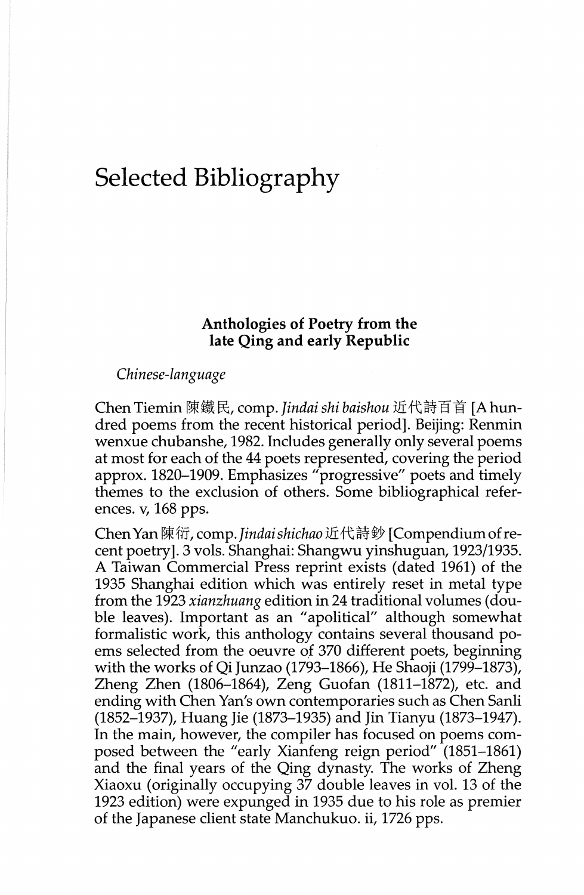# Selected Bibliography

### Anthologies of Poetry from the late Qing and early Republic

*Chinese-language*

Chen Tiemin 陳鐵民, comp. *Jindai shi baishou* 近代詩百首 [A hundred poems from the recent historical period]. Beijing: Renmin wenxue chubanshe, 1982. Includes generally only several poems at most for each of the 44 poets represented, covering the period approx. 1820–1909. Emphasizes "progressive" poets and timely themes to the exclusion of others. Some bibliographical references. v, 168 pps.

Chen Yan 陳衍, comp. *Jindai shichao* 近代詩鈔 [Compendium of recent poetry]. 3 vols. Shanghai: Shangwu yinshuguan, 1923/1935. A Taiwan Commercial Press reprint exists (dated 1961) of the 1935 Shanghai edition which was entirely reset in metal type from the 1923 *xianzhuang* edition in 24 traditional volumes (double leaves). Important as an "apolitical" although somewhat formalistic work, this anthology contains several thousand poems selected from the oeuvre of 370 different poets, beginning with the works of Qi Junzao (1793–1866), He Shaoji (1799–1873), Zheng Zhen (1806–1864), Zeng Guofan (1811–1872), etc. and ending with Chen Yan's own contemporaries such as Chen Sanli (1852–1937), Huang Jie (1873–1935) and Jin Tianyu (1873–1947). In the main, however, the compiler has focused on poems composed between the "early Xianfeng reign period" (1851–1861) and the final years of the Qing dynasty. The works of Zheng Xiaoxu (originally occupying 37 double leaves in vol. 13 of the 1923 edition) were expunged in 1935 due to his role as premier of the Japanese client state Manchukuo. ii, 1726 pps.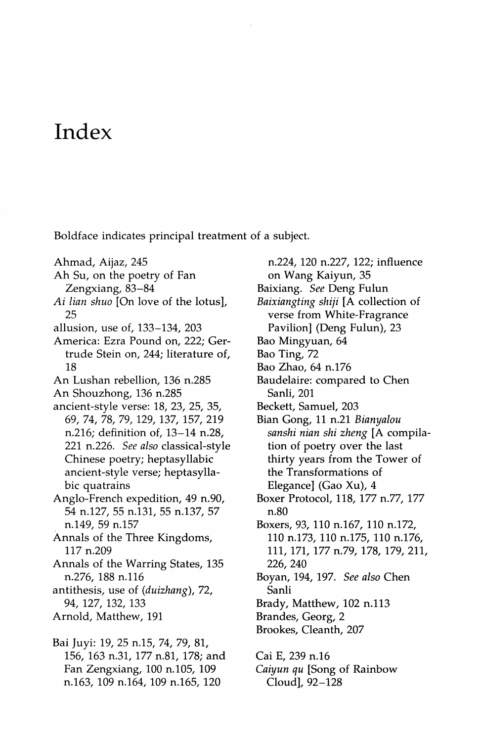# Index

Boldface indicates principal treatment of a subject.

Ahmad, Aijaz, 245
Ah Su, on the poetry of Fan Zengxiang, 83–84
*Ai lian shuo* [On love of the lotus], 25
allusion, use of, 133–134, 203
America: Ezra Pound on, 222; Gertrude Stein on, 244; literature of, 18
An Lushan rebellion, 136 n.285
An Shouzhong, 136 n.285
ancient-style verse: 18, 23, 25, 35, 69, 74, 78, 79, 129, 137, 157, 219 n.216; definition of, 13–14 n.28, 221 n.226. *See also* classical-style Chinese poetry; heptasyllabic ancient-style verse; heptasyllabic quatrains
Anglo-French expedition, 49 n.90, 54 n.127, 55 n.131, 55 n.137, 57 n.149, 59 n.157
Annals of the Three Kingdoms, 117 n.209
Annals of the Warring States, 135 n.276, 188 n.116
antithesis, use of (*duizhang*), 72, 94, 127, 132, 133
Arnold, Matthew, 191

Bai Juyi: 19, 25 n.15, 74, 79, 81, 156, 163 n.31, 177 n.81, 178; and Fan Zengxiang, 100 n.105, 109 n.163, 109 n.164, 109 n.165, 120 n.224, 120 n.227, 122; influence on Wang Kaiyun, 35
Baixiang. *See* Deng Fulun
*Baixiangting shiji* [A collection of verse from White-Fragrance Pavilion] (Deng Fulun), 23
Bao Mingyuan, 64
Bao Ting, 72
Bao Zhao, 64 n.176
Baudelaire: compared to Chen Sanli, 201
Beckett, Samuel, 203
Bian Gong, 11 n.21 *Bianyalou sanshi nian shi zheng* [A compilation of poetry over the last thirty years from the Tower of the Transformations of Elegance] (Gao Xu), 4
Boxer Protocol, 118, 177 n.77, 177 n.80
Boxers, 93, 110 n.167, 110 n.172, 110 n.173, 110 n.175, 110 n.176, 111, 171, 177 n.79, 178, 179, 211, 226, 240
Boyan, 194, 197. *See also* Chen Sanli
Brady, Matthew, 102 n.113
Brandes, Georg, 2
Brookes, Cleanth, 207

Cai E, 239 n.16
*Caiyun qu* [Song of Rainbow Cloud], 92–128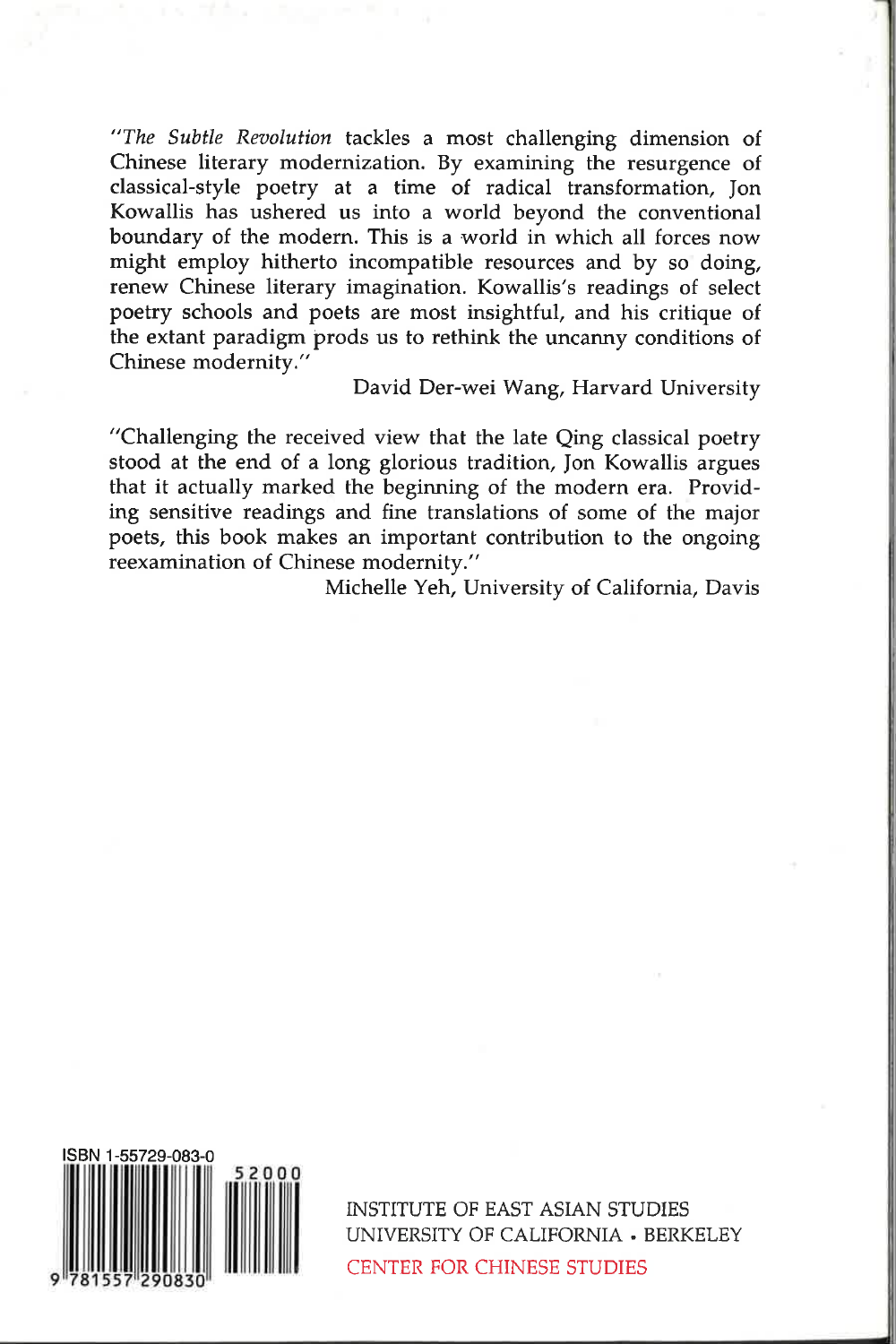"*The Subtle Revolution* tackles a most challenging dimension of Chinese literary modernization. By examining the resurgence of classical-style poetry at a time of radical transformation, Jon Kowallis has ushered us into a world beyond the conventional boundary of the modern. This is a world in which all forces now might employ hitherto incompatible resources and by so doing, renew Chinese literary imagination. Kowallis's readings of select poetry schools and poets are most insightful, and his critique of the extant paradigm prods us to rethink the uncanny conditions of Chinese modernity."

David Der-wei Wang, Harvard University

"Challenging the received view that the late Qing classical poetry stood at the end of a long glorious tradition, Jon Kowallis argues that it actually marked the beginning of the modern era. Providing sensitive readings and fine translations of some of the major poets, this book makes an important contribution to the ongoing reexamination of Chinese modernity."

Michelle Yeh, University of California, Davis

ISBN 1-55729-083-0

52000

9 781557 290830

INSTITUTE OF EAST ASIAN STUDIES
UNIVERSITY OF CALIFORNIA • BERKELEY
CENTER FOR CHINESE STUDIES